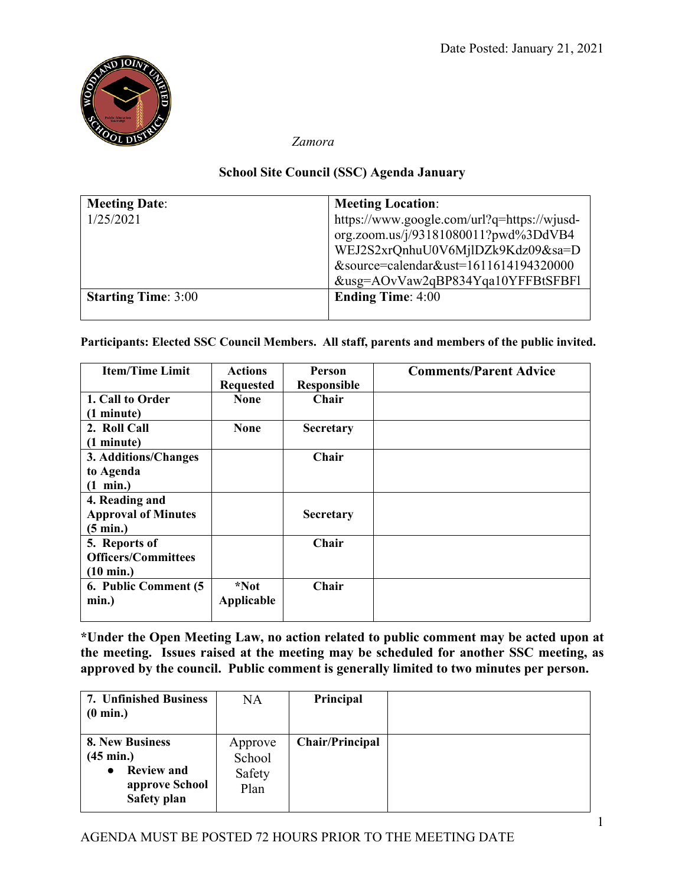Date Posted: January 21, 2021

*Zamora*

## School Site Council (SSC) Agenda January

| **Meeting Date**: 1/25/2021 | **Meeting Location**: https://www.google.com/url?q=https://wjusd-org.zoom.us/j/93181080011?pwd%3DdVB4WEJ2S2xrQnhuU0V6MjlDZk9Kdz09&sa=D&source=calendar&ust=1611614194320000&usg=AOvVaw2qBP834Yqa10YFFBtSFBFl |
|---|---|
| **Starting Time**: 3:00 | **Ending Time**: 4:00 |

**Participants: Elected SSC Council Members. All staff, parents and members of the public invited.**

| Item/Time Limit | Actions Requested | Person Responsible | Comments/Parent Advice |
|---|---|---|---|
| **1. Call to Order (1 minute)** | **None** | **Chair** | |
| **2. Roll Call (1 minute)** | **None** | **Secretary** | |
| **3. Additions/Changes to Agenda (1 min.)** | | **Chair** | |
| **4. Reading and Approval of Minutes (5 min.)** | | **Secretary** | |
| **5. Reports of Officers/Committees (10 min.)** | | **Chair** | |
| **6. Public Comment (5 min.)** | ***Not Applicable** | **Chair** | |

***Under the Open Meeting Law, no action related to public comment may be acted upon at the meeting. Issues raised at the meeting may be scheduled for another SSC meeting, as approved by the council. Public comment is generally limited to two minutes per person.**

| | | | |
|---|---|---|---|
| **7. Unfinished Business (0 min.)** | NA | **Principal** | |
| **8. New Business (45 min.)**<br>● **Review and approve School Safety plan** | Approve School Safety Plan | **Chair/Principal** | |

AGENDA MUST BE POSTED 72 HOURS PRIOR TO THE MEETING DATE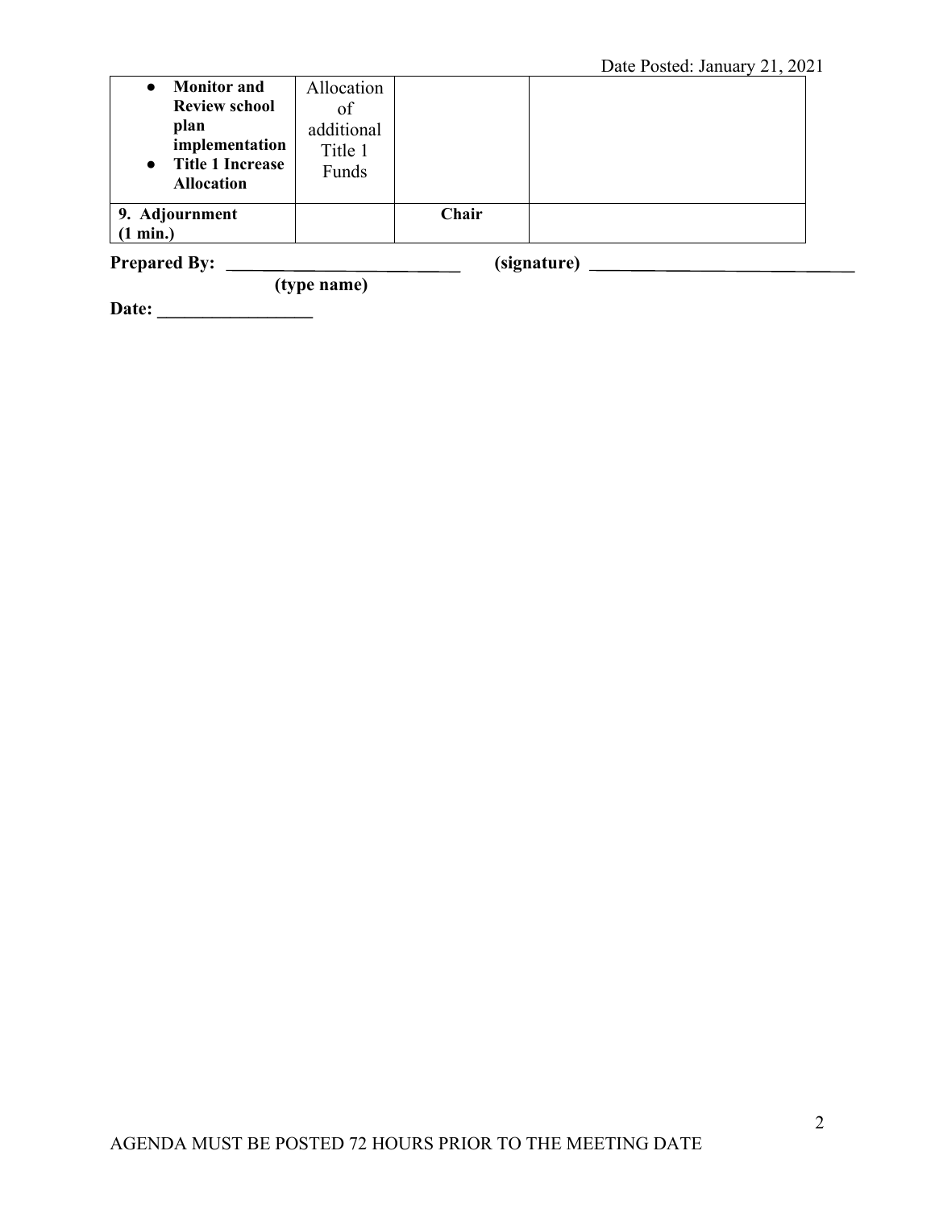Date Posted: January 21, 2021

| | | | |
|---|---|---|---|
| • **Monitor and Review school plan implementation**<br>• **Title 1 Increase Allocation** | Allocation of additional Title 1 Funds | | |
| **9. Adjournment (1 min.)** | | **Chair** | |

**Prepared By: ___________________________** **(signature) ______________________________**
**(type name)**

**Date: _________________**

AGENDA MUST BE POSTED 72 HOURS PRIOR TO THE MEETING DATE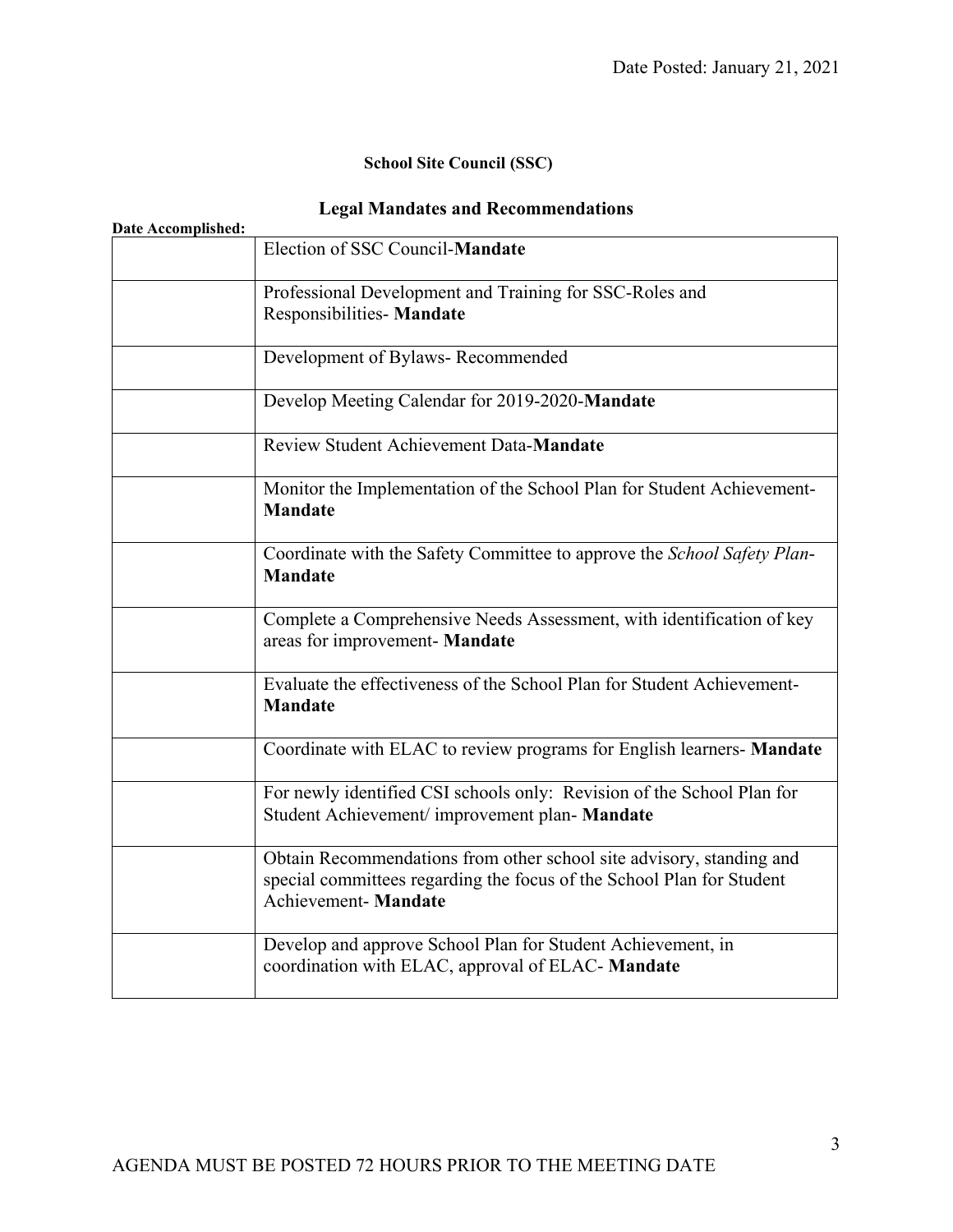Date Posted: January 21, 2021

**School Site Council (SSC)**

## Legal Mandates and Recommendations

**Date Accomplished:**

| | |
|---|---|
| | Election of SSC Council-**Mandate** |
| | Professional Development and Training for SSC-Roles and Responsibilities- **Mandate** |
| | Development of Bylaws- Recommended |
| | Develop Meeting Calendar for 2019-2020-**Mandate** |
| | Review Student Achievement Data-**Mandate** |
| | Monitor the Implementation of the School Plan for Student Achievement- **Mandate** |
| | Coordinate with the Safety Committee to approve the *School Safety Plan*- **Mandate** |
| | Complete a Comprehensive Needs Assessment, with identification of key areas for improvement- **Mandate** |
| | Evaluate the effectiveness of the School Plan for Student Achievement- **Mandate** |
| | Coordinate with ELAC to review programs for English learners- **Mandate** |
| | For newly identified CSI schools only: Revision of the School Plan for Student Achievement/ improvement plan- **Mandate** |
| | Obtain Recommendations from other school site advisory, standing and special committees regarding the focus of the School Plan for Student Achievement- **Mandate** |
| | Develop and approve School Plan for Student Achievement, in coordination with ELAC, approval of ELAC- **Mandate** |

AGENDA MUST BE POSTED 72 HOURS PRIOR TO THE MEETING DATE